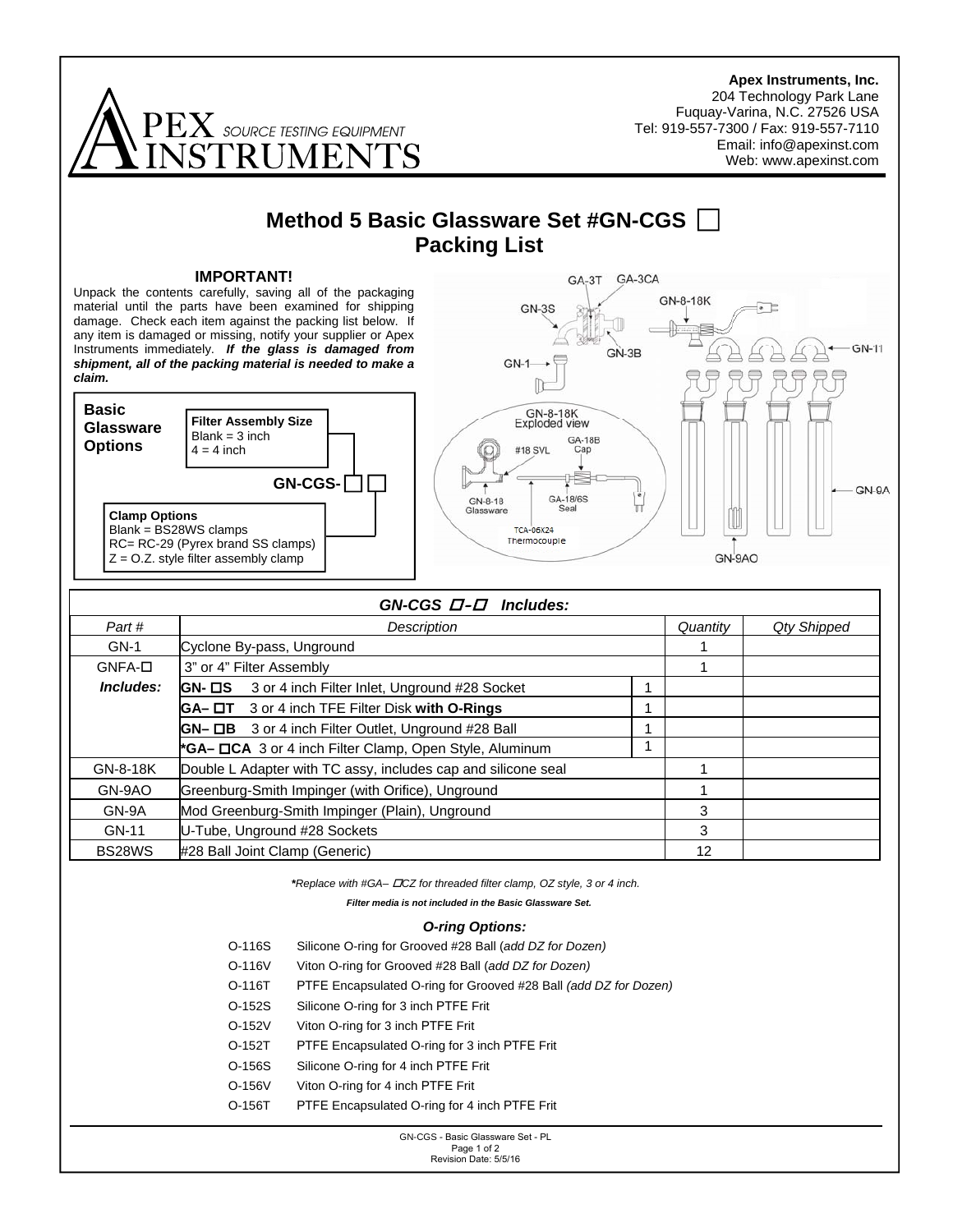**Apex Instruments, Inc.**
204 Technology Park Lane
Fuquay-Varina, N.C. 27526 USA
Tel: 919-557-7300 / Fax: 919-557-7110
Email: info@apexinst.com
Web: www.apexinst.com

# Method 5 Basic Glassware Set #GN-CGS ☐
# Packing List

### IMPORTANT!

Unpack the contents carefully, saving all of the packaging material until the parts have been examined for shipping damage. Check each item against the packing list below. If any item is damaged or missing, notify your supplier or Apex Instruments immediately. ***If the glass is damaged from shipment, all of the packing material is needed to make a claim.***

**Basic Glassware Options**

**GN-CGS-☐☐**

**Filter Assembly Size**
Blank = 3 inch
4 = 4 inch

**Clamp Options**
Blank = BS28WS clamps
RC= RC-29 (Pyrex brand SS clamps)
Z = O.Z. style filter assembly clamp

GA-3T, GA-3CA, GN-3S, GN-3B, GN-1, GN-8-18K, GN-11, GN-9A, GN-9AO

GN-8-18K Exploded view: GA-18B Cap, #18 SVL, GN-8-18 Glassware, GA-18/6S Seal, TCA-06X24 Thermocouple

| ***GN-CGS ☐-☐ Includes:*** | | | | |
|---|---|---|---|---|
| *Part #* | *Description* | | *Quantity* | *Qty Shipped* |
| GN-1 | Cyclone By-pass, Unground | | 1 | |
| GNFA-☐ | 3" or 4" Filter Assembly | | 1 | |
| ***Includes:*** | **GN- ☐S** 3 or 4 inch Filter Inlet, Unground #28 Socket | 1 | | |
| | **GA– ☐T** 3 or 4 inch TFE Filter Disk **with O-Rings** | 1 | | |
| | **GN– ☐B** 3 or 4 inch Filter Outlet, Unground #28 Ball | 1 | | |
| | ***GA– ☐CA** 3 or 4 inch Filter Clamp, Open Style, Aluminum | 1 | | |
| GN-8-18K | Double L Adapter with TC assy, includes cap and silicone seal | | 1 | |
| GN-9AO | Greenburg-Smith Impinger (with Orifice), Unground | | 1 | |
| GN-9A | Mod Greenburg-Smith Impinger (Plain), Unground | | 3 | |
| GN-11 | U-Tube, Unground #28 Sockets | | 3 | |
| BS28WS | #28 Ball Joint Clamp (Generic) | | 12 | |

***Replace with #GA– ☐CZ for threaded filter clamp, OZ style, 3 or 4 inch.*

***Filter media is not included in the Basic Glassware Set.***

### *O-ring Options:*

| | |
|---|---|
| O-116S | Silicone O-ring for Grooved #28 Ball (*add DZ for Dozen)* |
| O-116V | Viton O-ring for Grooved #28 Ball (*add DZ for Dozen)* |
| O-116T | PTFE Encapsulated O-ring for Grooved #28 Ball *(add DZ for Dozen)* |
| O-152S | Silicone O-ring for 3 inch PTFE Frit |
| O-152V | Viton O-ring for 3 inch PTFE Frit |
| O-152T | PTFE Encapsulated O-ring for 3 inch PTFE Frit |
| O-156S | Silicone O-ring for 4 inch PTFE Frit |
| O-156V | Viton O-ring for 4 inch PTFE Frit |
| O-156T | PTFE Encapsulated O-ring for 4 inch PTFE Frit |

GN-CGS - Basic Glassware Set - PL
Revision Date: 5/5/16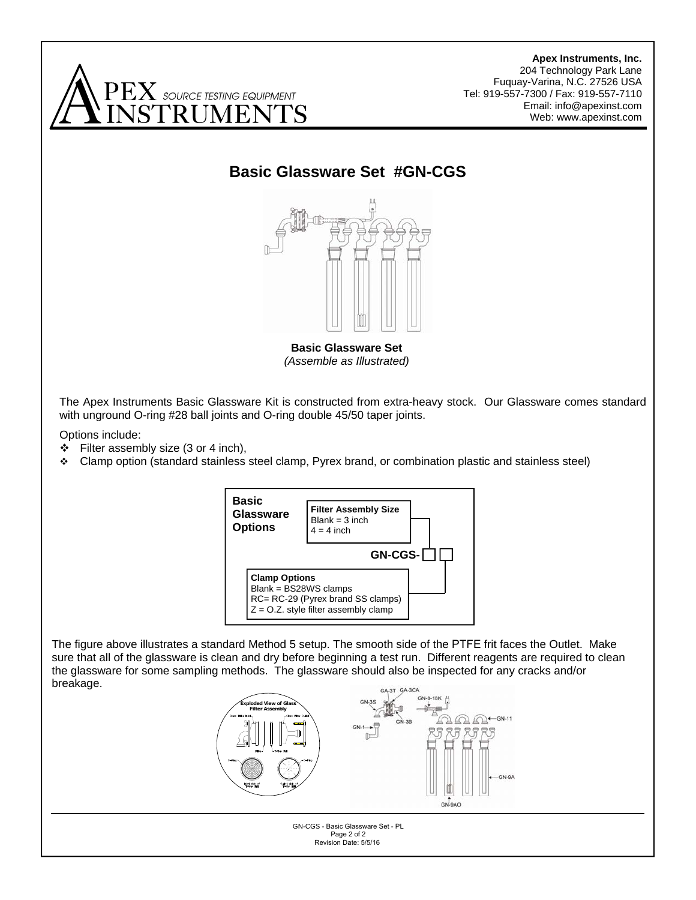**Apex Instruments, Inc.**
204 Technology Park Lane
Fuquay-Varina, N.C. 27526 USA
Tel: 919-557-7300 / Fax: 919-557-7110
Email: info@apexinst.com
Web: www.apexinst.com

# Basic Glassware Set #GN-CGS

**Basic Glassware Set**
*(Assemble as Illustrated)*

The Apex Instruments Basic Glassware Kit is constructed from extra-heavy stock. Our Glassware comes standard with unground O-ring #28 ball joints and O-ring double 45/50 taper joints.

Options include:

- Filter assembly size (3 or 4 inch),
- Clamp option (standard stainless steel clamp, Pyrex brand, or combination plastic and stainless steel)

**Basic Glassware Options**

GN-CGS-☐☐

**Filter Assembly Size**
Blank = 3 inch
4 = 4 inch

**Clamp Options**
Blank = BS28WS clamps
RC= RC-29 (Pyrex brand SS clamps)
Z = O.Z. style filter assembly clamp

The figure above illustrates a standard Method 5 setup. The smooth side of the PTFE frit faces the Outlet. Make sure that all of the glassware is clean and dry before beginning a test run. Different reagents are required to clean the glassware for some sampling methods. The glassware should also be inspected for any cracks and/or breakage.

Exploded View of Glass Filter Assembly

GA-3T GA-3CA GN-3S GN-8-18K GN-3B GN-1 GN-11 GN-9A GN-9AO